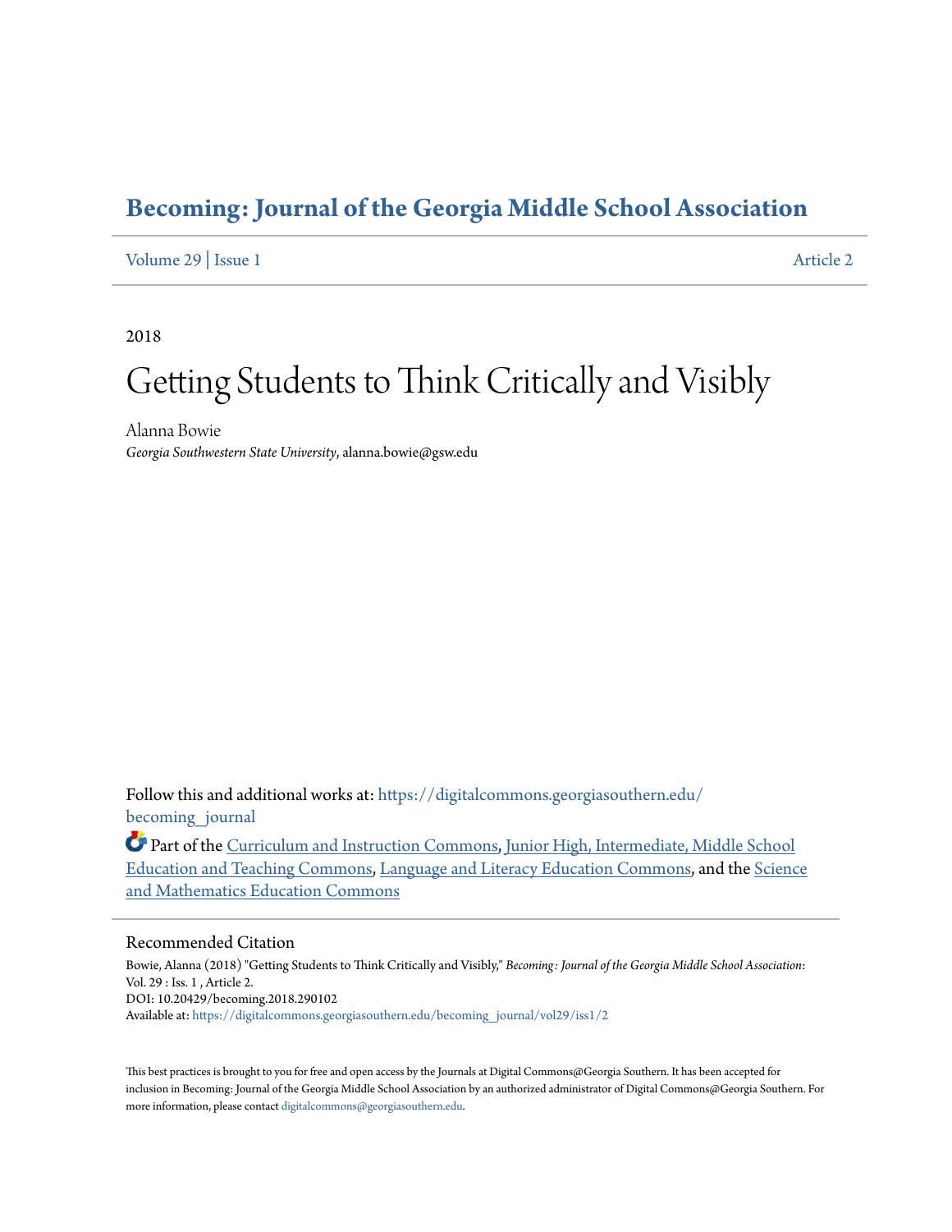# Becoming: Journal of the Georgia Middle School Association

Volume 29 | Issue 1 Article 2

2018

## Getting Students to Think Critically and Visibly

Alanna Bowie
*Georgia Southwestern State University*, alanna.bowie@gsw.edu

Follow this and additional works at: https://digitalcommons.georgiasouthern.edu/becoming_journal

Part of the Curriculum and Instruction Commons, Junior High, Intermediate, Middle School Education and Teaching Commons, Language and Literacy Education Commons, and the Science and Mathematics Education Commons

### Recommended Citation

Bowie, Alanna (2018) "Getting Students to Think Critically and Visibly," *Becoming: Journal of the Georgia Middle School Association*: Vol. 29 : Iss. 1 , Article 2.
DOI: 10.20429/becoming.2018.290102
Available at: https://digitalcommons.georgiasouthern.edu/becoming_journal/vol29/iss1/2

This best practices is brought to you for free and open access by the Journals at Digital Commons@Georgia Southern. It has been accepted for inclusion in Becoming: Journal of the Georgia Middle School Association by an authorized administrator of Digital Commons@Georgia Southern. For more information, please contact digitalcommons@georgiasouthern.edu.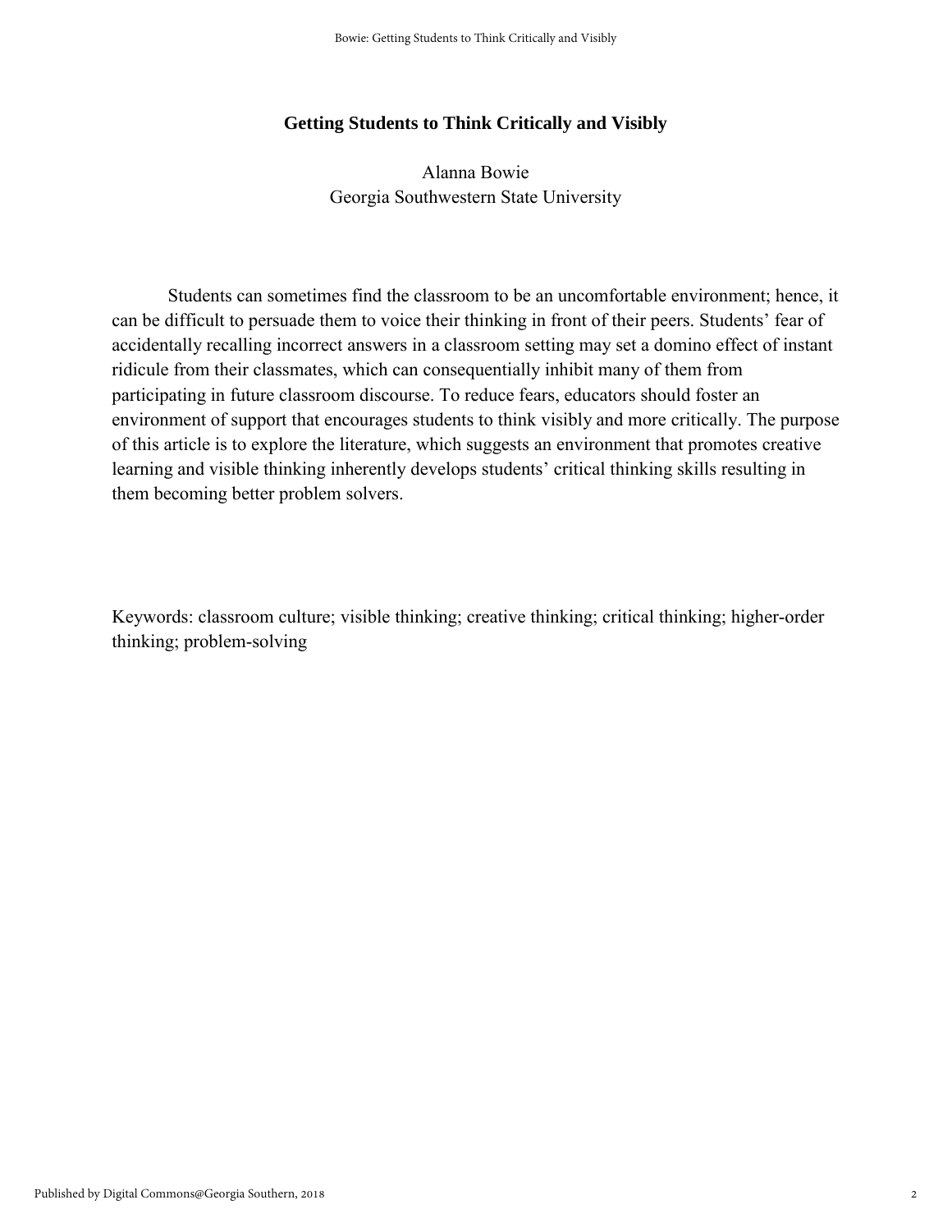# Getting Students to Think Critically and Visibly

Alanna Bowie
Georgia Southwestern State University

Students can sometimes find the classroom to be an uncomfortable environment; hence, it can be difficult to persuade them to voice their thinking in front of their peers. Students' fear of accidentally recalling incorrect answers in a classroom setting may set a domino effect of instant ridicule from their classmates, which can consequentially inhibit many of them from participating in future classroom discourse. To reduce fears, educators should foster an environment of support that encourages students to think visibly and more critically. The purpose of this article is to explore the literature, which suggests an environment that promotes creative learning and visible thinking inherently develops students' critical thinking skills resulting in them becoming better problem solvers.

Keywords: classroom culture; visible thinking; creative thinking; critical thinking; higher-order thinking; problem-solving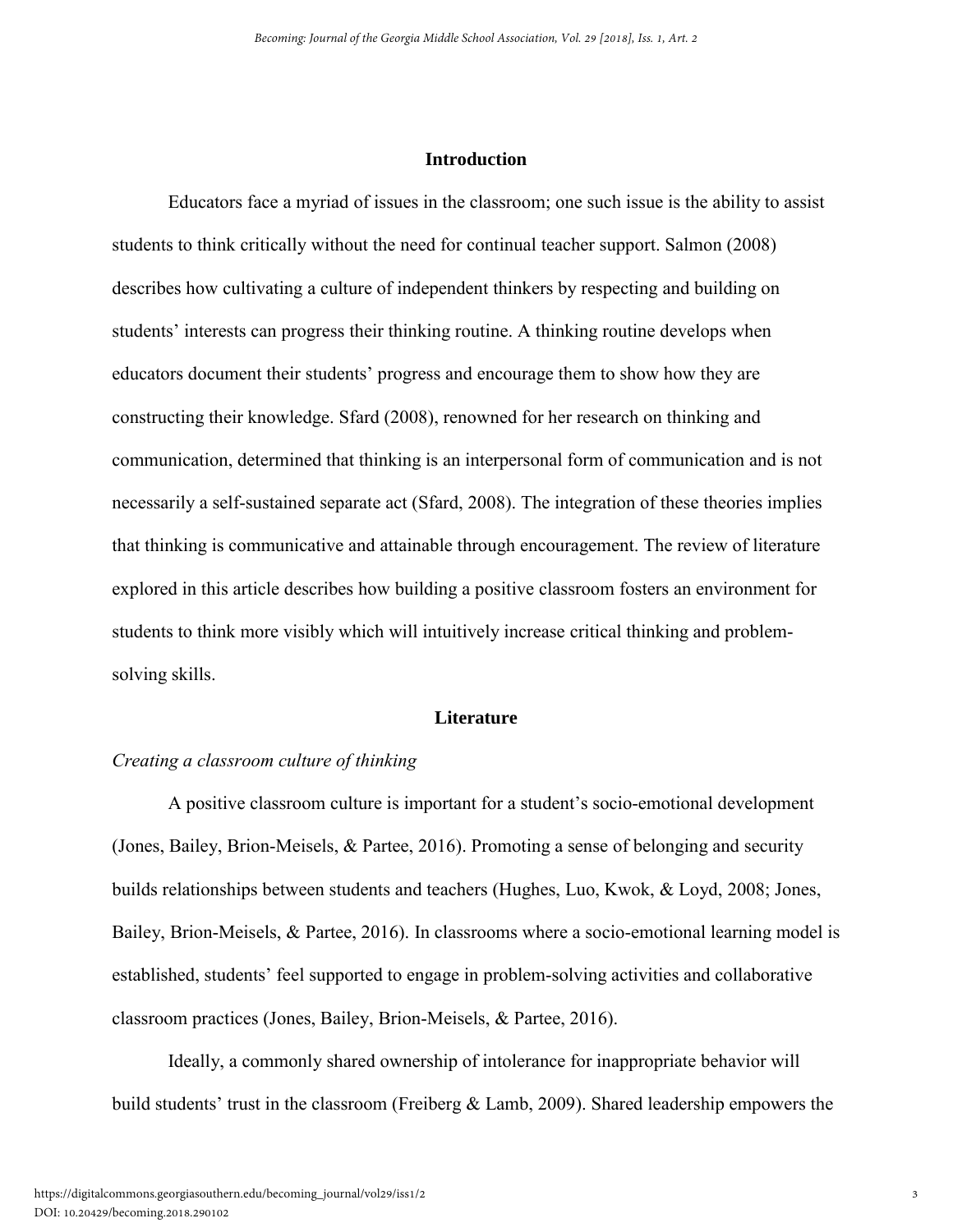## Introduction

Educators face a myriad of issues in the classroom; one such issue is the ability to assist students to think critically without the need for continual teacher support. Salmon (2008) describes how cultivating a culture of independent thinkers by respecting and building on students' interests can progress their thinking routine. A thinking routine develops when educators document their students' progress and encourage them to show how they are constructing their knowledge. Sfard (2008), renowned for her research on thinking and communication, determined that thinking is an interpersonal form of communication and is not necessarily a self-sustained separate act (Sfard, 2008). The integration of these theories implies that thinking is communicative and attainable through encouragement. The review of literature explored in this article describes how building a positive classroom fosters an environment for students to think more visibly which will intuitively increase critical thinking and problem-solving skills.

## Literature

### *Creating a classroom culture of thinking*

A positive classroom culture is important for a student's socio-emotional development (Jones, Bailey, Brion-Meisels, & Partee, 2016). Promoting a sense of belonging and security builds relationships between students and teachers (Hughes, Luo, Kwok, & Loyd, 2008; Jones, Bailey, Brion-Meisels, & Partee, 2016). In classrooms where a socio-emotional learning model is established, students' feel supported to engage in problem-solving activities and collaborative classroom practices (Jones, Bailey, Brion-Meisels, & Partee, 2016).

Ideally, a commonly shared ownership of intolerance for inappropriate behavior will build students' trust in the classroom (Freiberg & Lamb, 2009). Shared leadership empowers the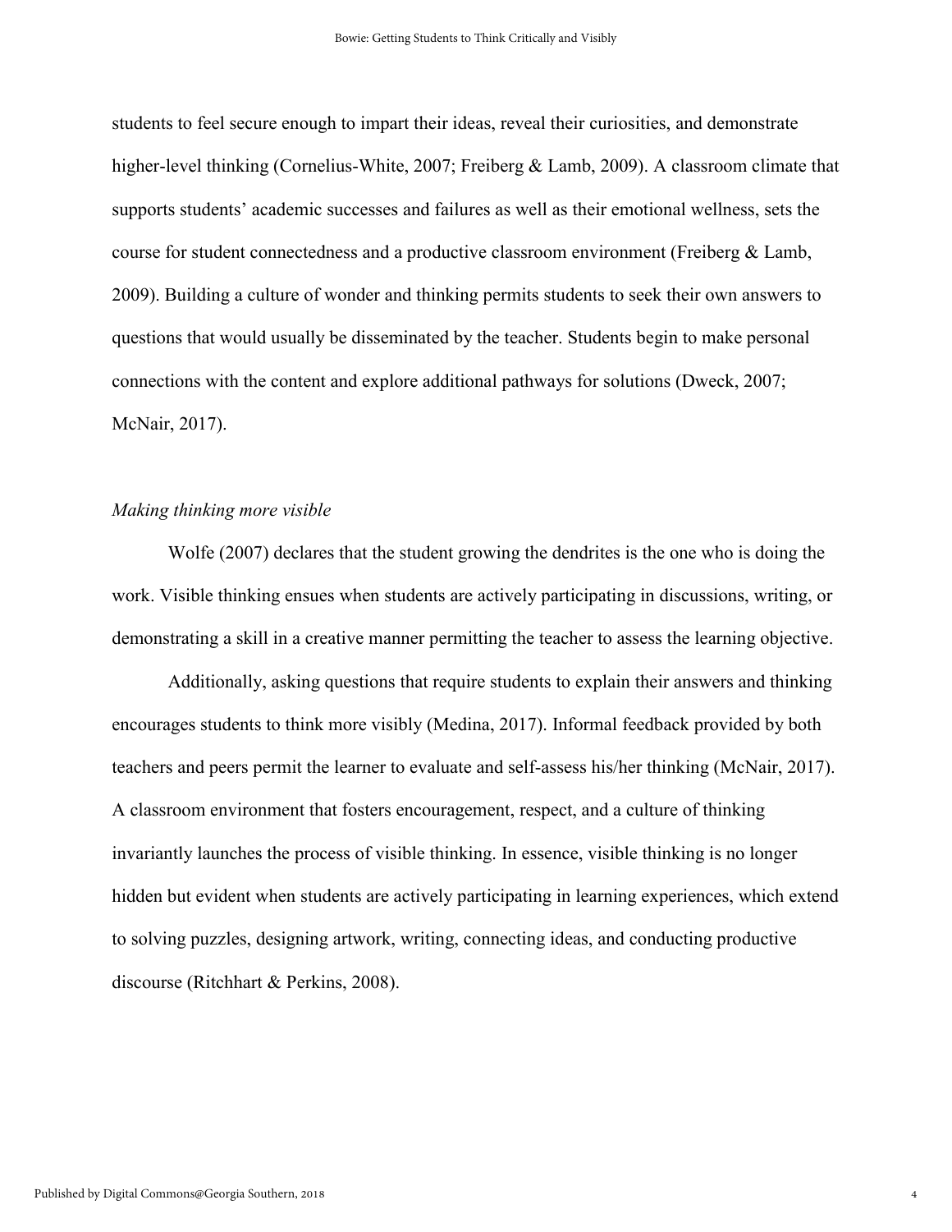students to feel secure enough to impart their ideas, reveal their curiosities, and demonstrate higher-level thinking (Cornelius-White, 2007; Freiberg & Lamb, 2009). A classroom climate that supports students' academic successes and failures as well as their emotional wellness, sets the course for student connectedness and a productive classroom environment (Freiberg & Lamb, 2009). Building a culture of wonder and thinking permits students to seek their own answers to questions that would usually be disseminated by the teacher. Students begin to make personal connections with the content and explore additional pathways for solutions (Dweck, 2007; McNair, 2017).

*Making thinking more visible*

Wolfe (2007) declares that the student growing the dendrites is the one who is doing the work. Visible thinking ensues when students are actively participating in discussions, writing, or demonstrating a skill in a creative manner permitting the teacher to assess the learning objective.

Additionally, asking questions that require students to explain their answers and thinking encourages students to think more visibly (Medina, 2017). Informal feedback provided by both teachers and peers permit the learner to evaluate and self-assess his/her thinking (McNair, 2017). A classroom environment that fosters encouragement, respect, and a culture of thinking invariantly launches the process of visible thinking. In essence, visible thinking is no longer hidden but evident when students are actively participating in learning experiences, which extend to solving puzzles, designing artwork, writing, connecting ideas, and conducting productive discourse (Ritchhart & Perkins, 2008).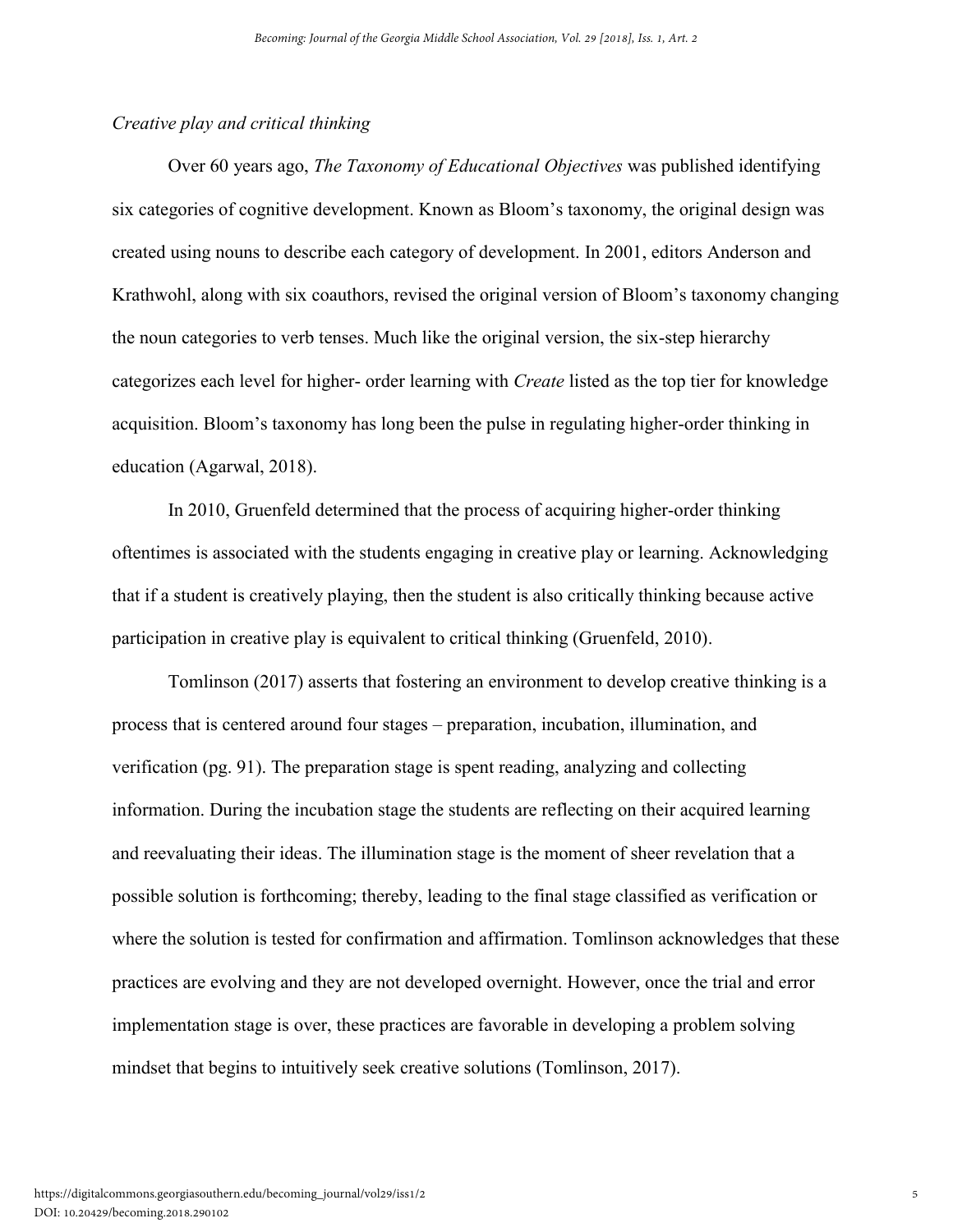*Creative play and critical thinking*

Over 60 years ago, *The Taxonomy of Educational Objectives* was published identifying six categories of cognitive development. Known as Bloom's taxonomy, the original design was created using nouns to describe each category of development. In 2001, editors Anderson and Krathwohl, along with six coauthors, revised the original version of Bloom's taxonomy changing the noun categories to verb tenses. Much like the original version, the six-step hierarchy categorizes each level for higher- order learning with *Create* listed as the top tier for knowledge acquisition. Bloom's taxonomy has long been the pulse in regulating higher-order thinking in education (Agarwal, 2018).

In 2010, Gruenfeld determined that the process of acquiring higher-order thinking oftentimes is associated with the students engaging in creative play or learning. Acknowledging that if a student is creatively playing, then the student is also critically thinking because active participation in creative play is equivalent to critical thinking (Gruenfeld, 2010).

Tomlinson (2017) asserts that fostering an environment to develop creative thinking is a process that is centered around four stages – preparation, incubation, illumination, and verification (pg. 91). The preparation stage is spent reading, analyzing and collecting information. During the incubation stage the students are reflecting on their acquired learning and reevaluating their ideas. The illumination stage is the moment of sheer revelation that a possible solution is forthcoming; thereby, leading to the final stage classified as verification or where the solution is tested for confirmation and affirmation. Tomlinson acknowledges that these practices are evolving and they are not developed overnight. However, once the trial and error implementation stage is over, these practices are favorable in developing a problem solving mindset that begins to intuitively seek creative solutions (Tomlinson, 2017).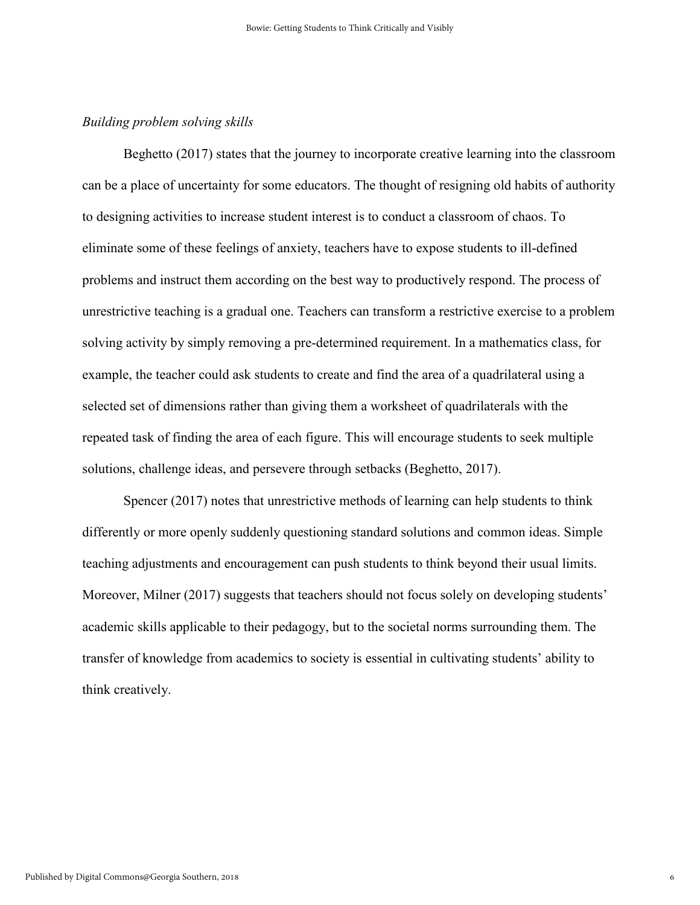*Building problem solving skills*

Beghetto (2017) states that the journey to incorporate creative learning into the classroom can be a place of uncertainty for some educators. The thought of resigning old habits of authority to designing activities to increase student interest is to conduct a classroom of chaos. To eliminate some of these feelings of anxiety, teachers have to expose students to ill-defined problems and instruct them according on the best way to productively respond. The process of unrestrictive teaching is a gradual one. Teachers can transform a restrictive exercise to a problem solving activity by simply removing a pre-determined requirement. In a mathematics class, for example, the teacher could ask students to create and find the area of a quadrilateral using a selected set of dimensions rather than giving them a worksheet of quadrilaterals with the repeated task of finding the area of each figure. This will encourage students to seek multiple solutions, challenge ideas, and persevere through setbacks (Beghetto, 2017).

Spencer (2017) notes that unrestrictive methods of learning can help students to think differently or more openly suddenly questioning standard solutions and common ideas. Simple teaching adjustments and encouragement can push students to think beyond their usual limits. Moreover, Milner (2017) suggests that teachers should not focus solely on developing students' academic skills applicable to their pedagogy, but to the societal norms surrounding them. The transfer of knowledge from academics to society is essential in cultivating students' ability to think creatively.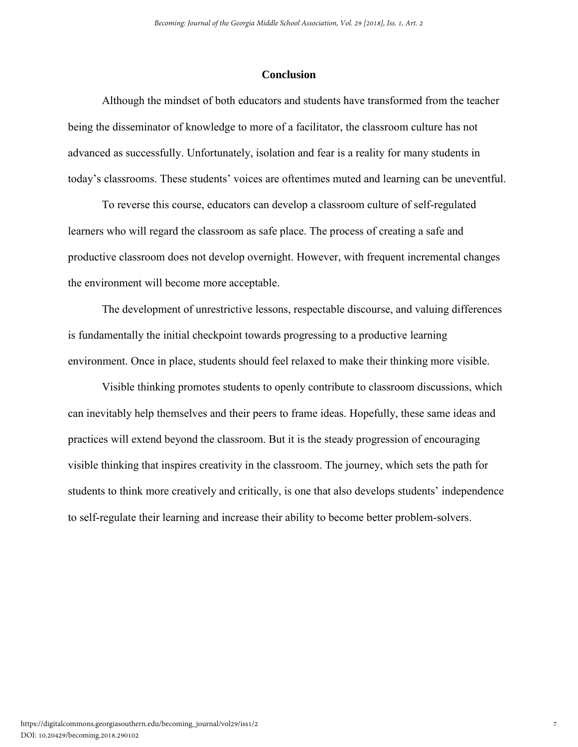## Conclusion

Although the mindset of both educators and students have transformed from the teacher being the disseminator of knowledge to more of a facilitator, the classroom culture has not advanced as successfully. Unfortunately, isolation and fear is a reality for many students in today's classrooms. These students' voices are oftentimes muted and learning can be uneventful.

To reverse this course, educators can develop a classroom culture of self-regulated learners who will regard the classroom as safe place. The process of creating a safe and productive classroom does not develop overnight. However, with frequent incremental changes the environment will become more acceptable.

The development of unrestrictive lessons, respectable discourse, and valuing differences is fundamentally the initial checkpoint towards progressing to a productive learning environment. Once in place, students should feel relaxed to make their thinking more visible.

Visible thinking promotes students to openly contribute to classroom discussions, which can inevitably help themselves and their peers to frame ideas. Hopefully, these same ideas and practices will extend beyond the classroom. But it is the steady progression of encouraging visible thinking that inspires creativity in the classroom. The journey, which sets the path for students to think more creatively and critically, is one that also develops students' independence to self-regulate their learning and increase their ability to become better problem-solvers.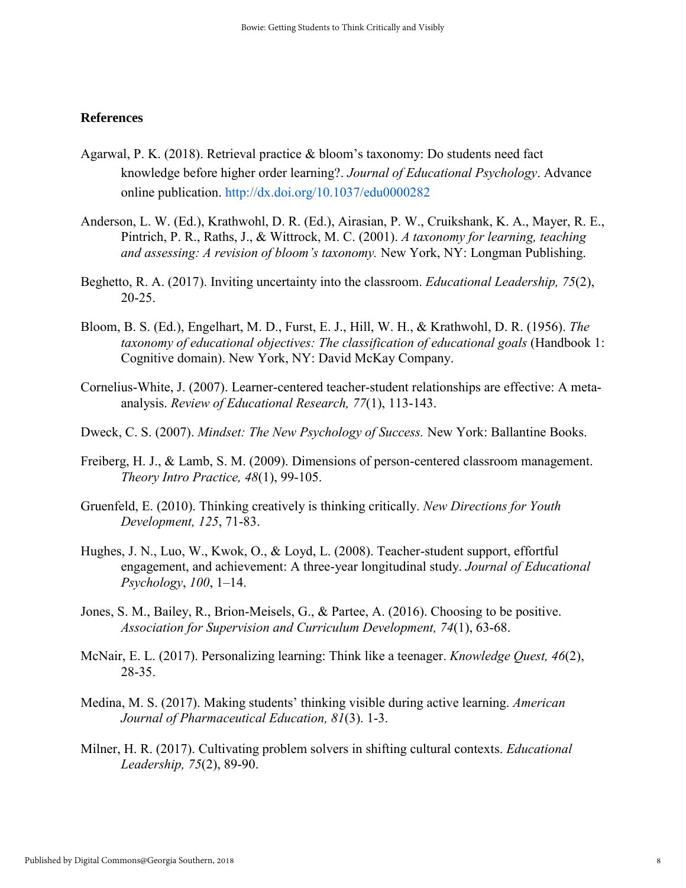## References

Agarwal, P. K. (2018). Retrieval practice & bloom's taxonomy: Do students need fact knowledge before higher order learning?. *Journal of Educational Psychology*. Advance online publication. http://dx.doi.org/10.1037/edu0000282

Anderson, L. W. (Ed.), Krathwohl, D. R. (Ed.), Airasian, P. W., Cruikshank, K. A., Mayer, R. E., Pintrich, P. R., Raths, J., & Wittrock, M. C. (2001). *A taxonomy for learning, teaching and assessing: A revision of bloom's taxonomy.* New York, NY: Longman Publishing.

Beghetto, R. A. (2017). Inviting uncertainty into the classroom. *Educational Leadership, 75*(2), 20-25.

Bloom, B. S. (Ed.), Engelhart, M. D., Furst, E. J., Hill, W. H., & Krathwohl, D. R. (1956). *The taxonomy of educational objectives: The classification of educational goals* (Handbook 1: Cognitive domain). New York, NY: David McKay Company.

Cornelius-White, J. (2007). Learner-centered teacher-student relationships are effective: A meta-analysis. *Review of Educational Research, 77*(1), 113-143.

Dweck, C. S. (2007). *Mindset: The New Psychology of Success.* New York: Ballantine Books.

Freiberg, H. J., & Lamb, S. M. (2009). Dimensions of person-centered classroom management. *Theory Intro Practice, 48*(1), 99-105.

Gruenfeld, E. (2010). Thinking creatively is thinking critically. *New Directions for Youth Development, 125*, 71-83.

Hughes, J. N., Luo, W., Kwok, O., & Loyd, L. (2008). Teacher-student support, effortful engagement, and achievement: A three-year longitudinal study. *Journal of Educational Psychology*, *100*, 1–14.

Jones, S. M., Bailey, R., Brion-Meisels, G., & Partee, A. (2016). Choosing to be positive. *Association for Supervision and Curriculum Development, 74*(1), 63-68.

McNair, E. L. (2017). Personalizing learning: Think like a teenager. *Knowledge Quest, 46*(2), 28-35.

Medina, M. S. (2017). Making students' thinking visible during active learning. *American Journal of Pharmaceutical Education, 81*(3). 1-3.

Milner, H. R. (2017). Cultivating problem solvers in shifting cultural contexts. *Educational Leadership, 75*(2), 89-90.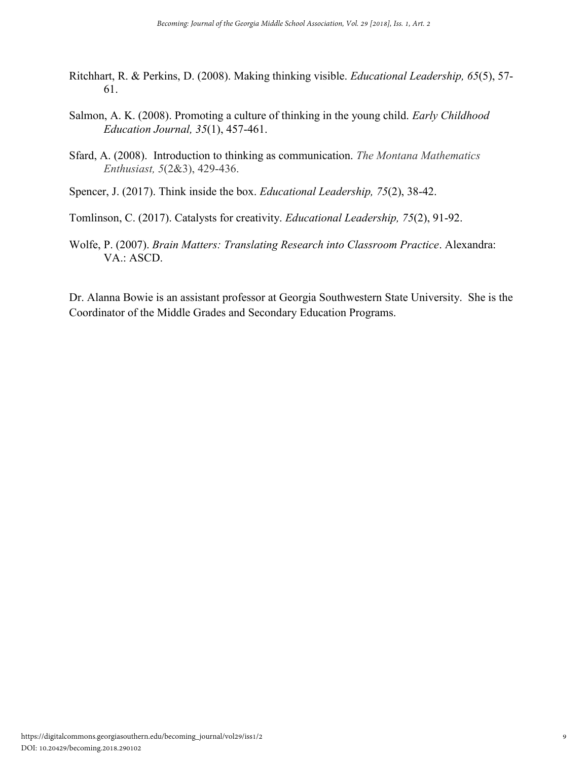Ritchhart, R. & Perkins, D. (2008). Making thinking visible. *Educational Leadership, 65*(5), 57-61.

Salmon, A. K. (2008). Promoting a culture of thinking in the young child. *Early Childhood Education Journal, 35*(1), 457-461.

Sfard, A. (2008). Introduction to thinking as communication. *The Montana Mathematics Enthusiast, 5*(2&3), 429-436.

Spencer, J. (2017). Think inside the box. *Educational Leadership, 75*(2), 38-42.

Tomlinson, C. (2017). Catalysts for creativity. *Educational Leadership, 75*(2), 91-92.

Wolfe, P. (2007). *Brain Matters: Translating Research into Classroom Practice*. Alexandra: VA.: ASCD.

Dr. Alanna Bowie is an assistant professor at Georgia Southwestern State University. She is the Coordinator of the Middle Grades and Secondary Education Programs.